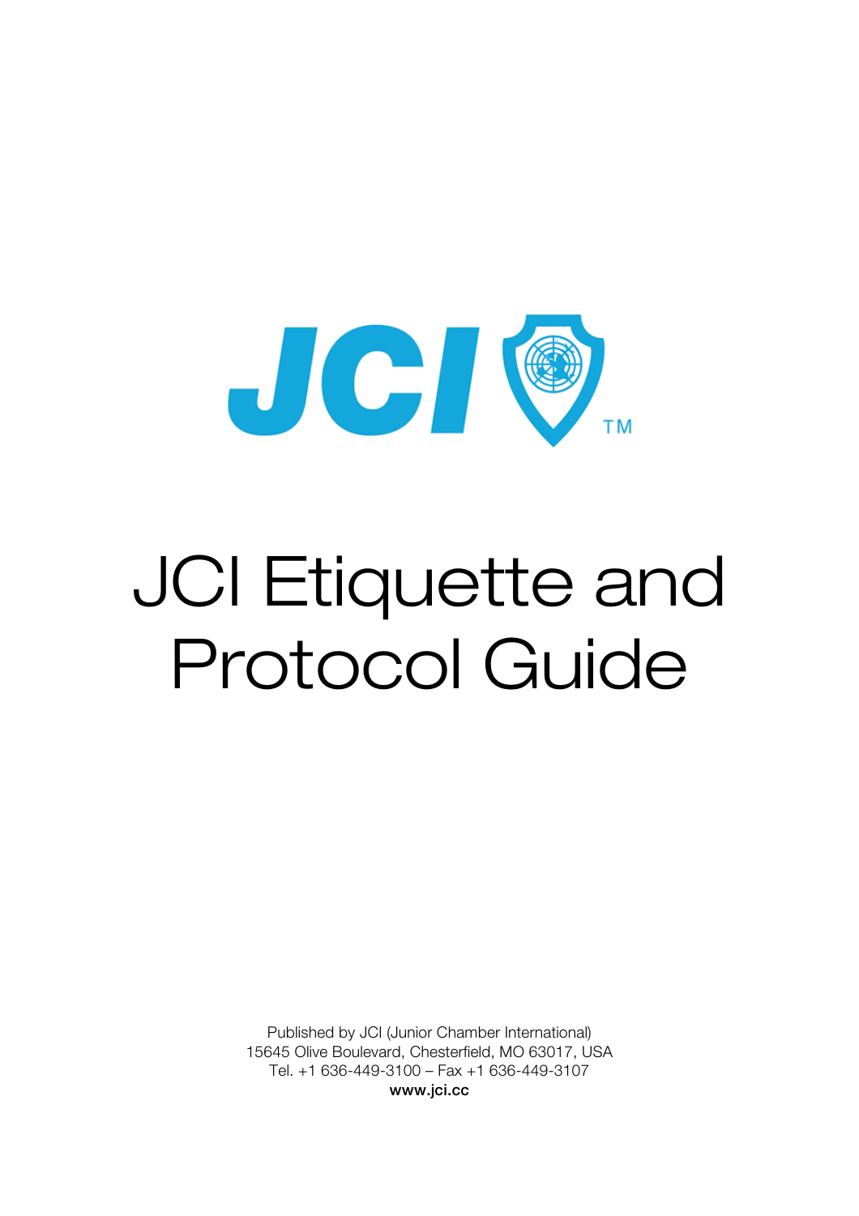# JCI Etiquette and Protocol Guide

Published by JCI (Junior Chamber International)
15645 Olive Boulevard, Chesterfield, MO 63017, USA
Tel. +1 636-449-3100 – Fax +1 636-449-3107
**www.jci.cc**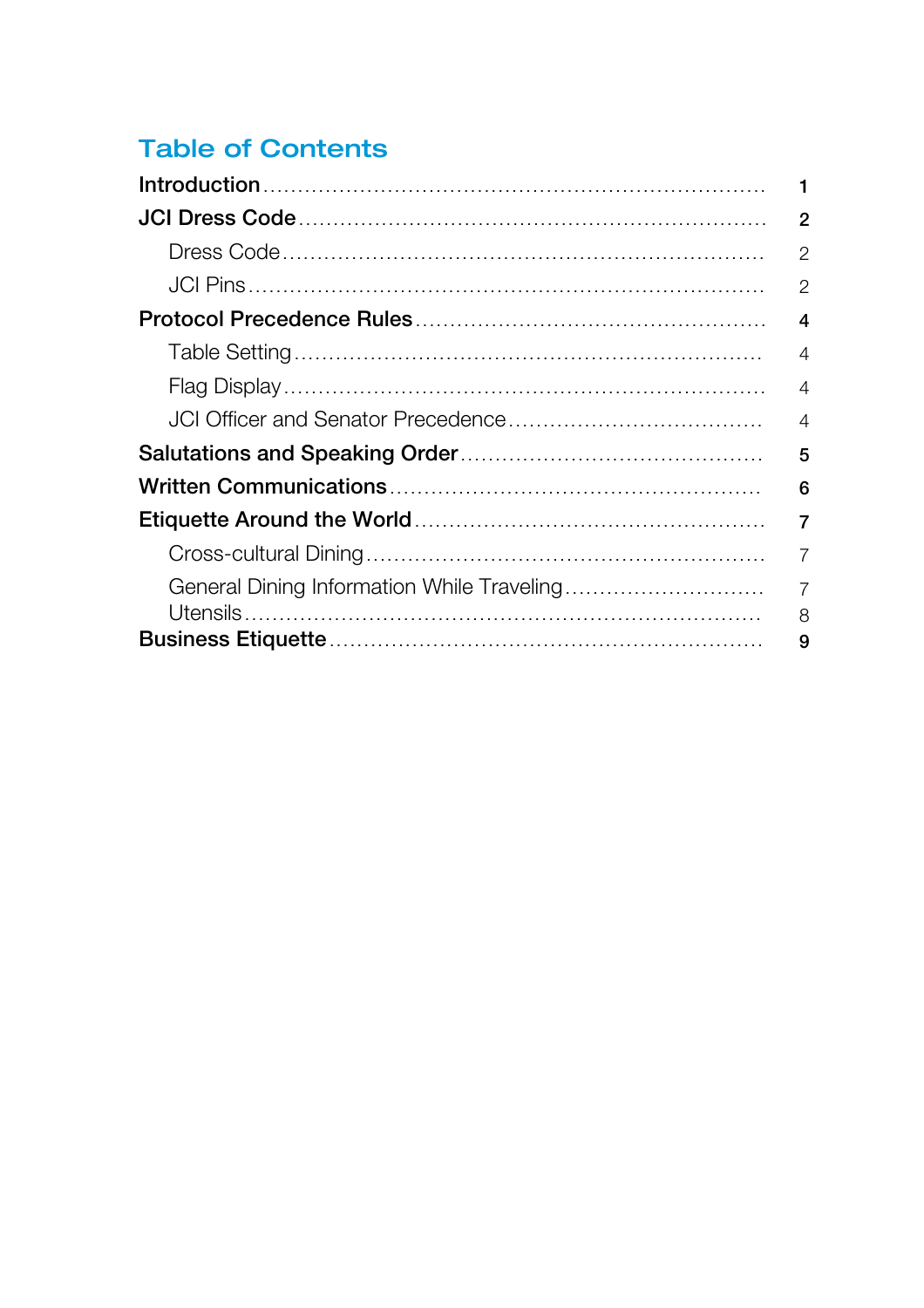## Table of Contents

**Introduction** ........................................................................ **1**

**JCI Dress Code** .................................................................... **2**

- Dress Code .................................................................... 2
- JCI Pins ........................................................................... 2

**Protocol Precedence Rules** .................................................. **4**

- Table Setting ................................................................... 4
- Flag Display ..................................................................... 4
- JCI Officer and Senator Precedence .................................... 4

**Salutations and Speaking Order** ............................................ **5**

**Written Communications** ....................................................... **6**

**Etiquette Around the World** .................................................. **7**

- Cross-cultural Dining ........................................................ 7
- General Dining Information While Traveling ............................ 7
- Utensils ............................................................................ 8

**Business Etiquette** ................................................................ **9**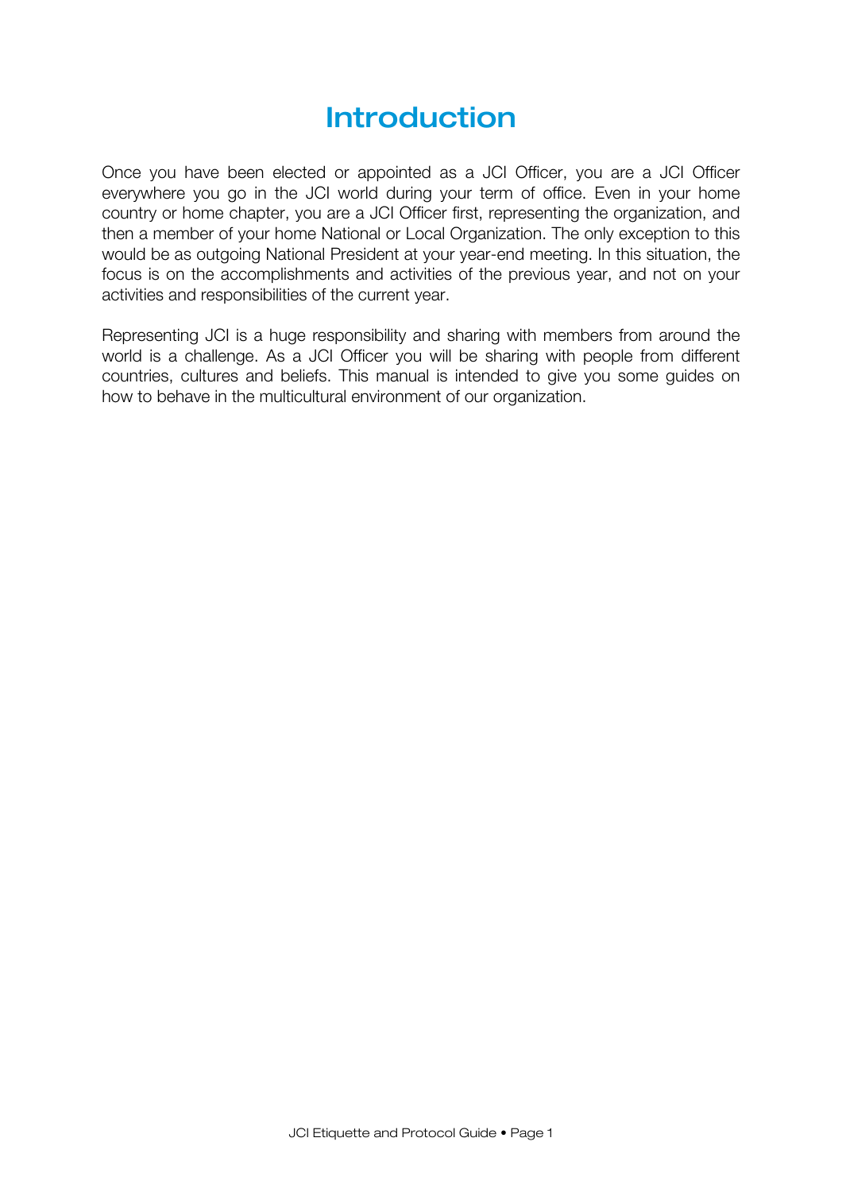# Introduction

Once you have been elected or appointed as a JCI Officer, you are a JCI Officer everywhere you go in the JCI world during your term of office. Even in your home country or home chapter, you are a JCI Officer first, representing the organization, and then a member of your home National or Local Organization. The only exception to this would be as outgoing National President at your year-end meeting. In this situation, the focus is on the accomplishments and activities of the previous year, and not on your activities and responsibilities of the current year.

Representing JCI is a huge responsibility and sharing with members from around the world is a challenge. As a JCI Officer you will be sharing with people from different countries, cultures and beliefs. This manual is intended to give you some guides on how to behave in the multicultural environment of our organization.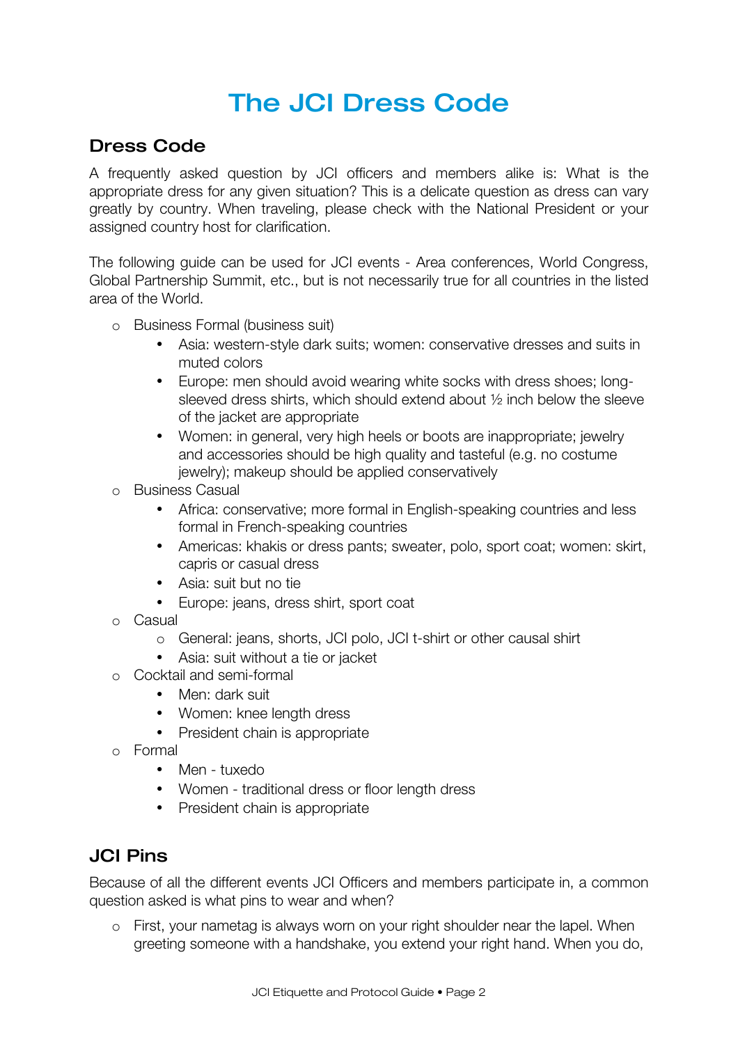# The JCI Dress Code

## Dress Code

A frequently asked question by JCI officers and members alike is: What is the appropriate dress for any given situation? This is a delicate question as dress can vary greatly by country. When traveling, please check with the National President or your assigned country host for clarification.

The following guide can be used for JCI events - Area conferences, World Congress, Global Partnership Summit, etc., but is not necessarily true for all countries in the listed area of the World.

- Business Formal (business suit)
  - Asia: western-style dark suits; women: conservative dresses and suits in muted colors
  - Europe: men should avoid wearing white socks with dress shoes; long-sleeved dress shirts, which should extend about ½ inch below the sleeve of the jacket are appropriate
  - Women: in general, very high heels or boots are inappropriate; jewelry and accessories should be high quality and tasteful (e.g. no costume jewelry); makeup should be applied conservatively
- Business Casual
  - Africa: conservative; more formal in English-speaking countries and less formal in French-speaking countries
  - Americas: khakis or dress pants; sweater, polo, sport coat; women: skirt, capris or casual dress
  - Asia: suit but no tie
  - Europe: jeans, dress shirt, sport coat
- Casual
  - General: jeans, shorts, JCI polo, JCI t-shirt or other causal shirt
  - Asia: suit without a tie or jacket
- Cocktail and semi-formal
  - Men: dark suit
  - Women: knee length dress
  - President chain is appropriate
- Formal
  - Men - tuxedo
  - Women - traditional dress or floor length dress
  - President chain is appropriate

## JCI Pins

Because of all the different events JCI Officers and members participate in, a common question asked is what pins to wear and when?

- First, your nametag is always worn on your right shoulder near the lapel. When greeting someone with a handshake, you extend your right hand. When you do,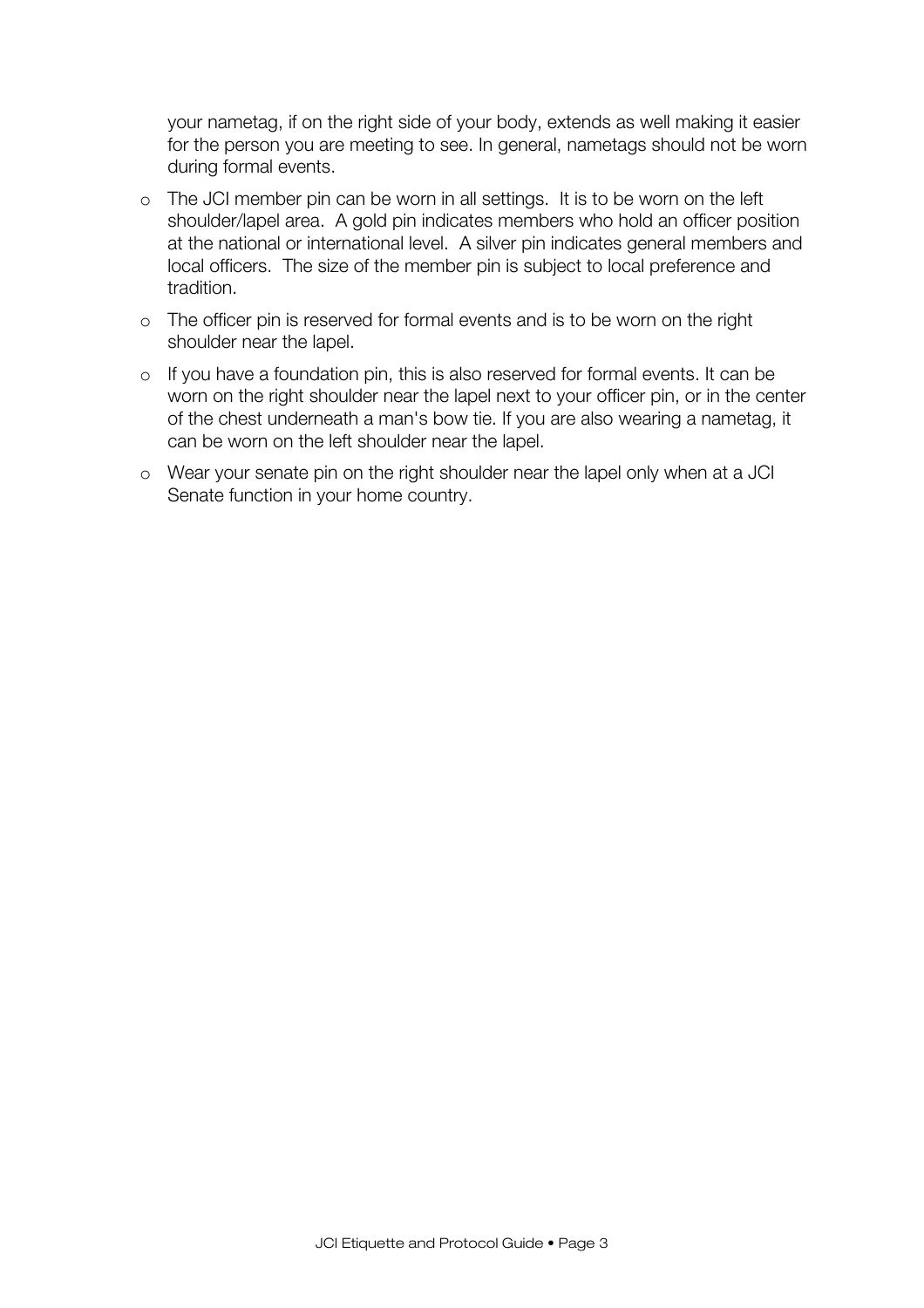your nametag, if on the right side of your body, extends as well making it easier for the person you are meeting to see. In general, nametags should not be worn during formal events.

- The JCI member pin can be worn in all settings. It is to be worn on the left shoulder/lapel area. A gold pin indicates members who hold an officer position at the national or international level. A silver pin indicates general members and local officers. The size of the member pin is subject to local preference and tradition.
- The officer pin is reserved for formal events and is to be worn on the right shoulder near the lapel.
- If you have a foundation pin, this is also reserved for formal events. It can be worn on the right shoulder near the lapel next to your officer pin, or in the center of the chest underneath a man's bow tie. If you are also wearing a nametag, it can be worn on the left shoulder near the lapel.
- Wear your senate pin on the right shoulder near the lapel only when at a JCI Senate function in your home country.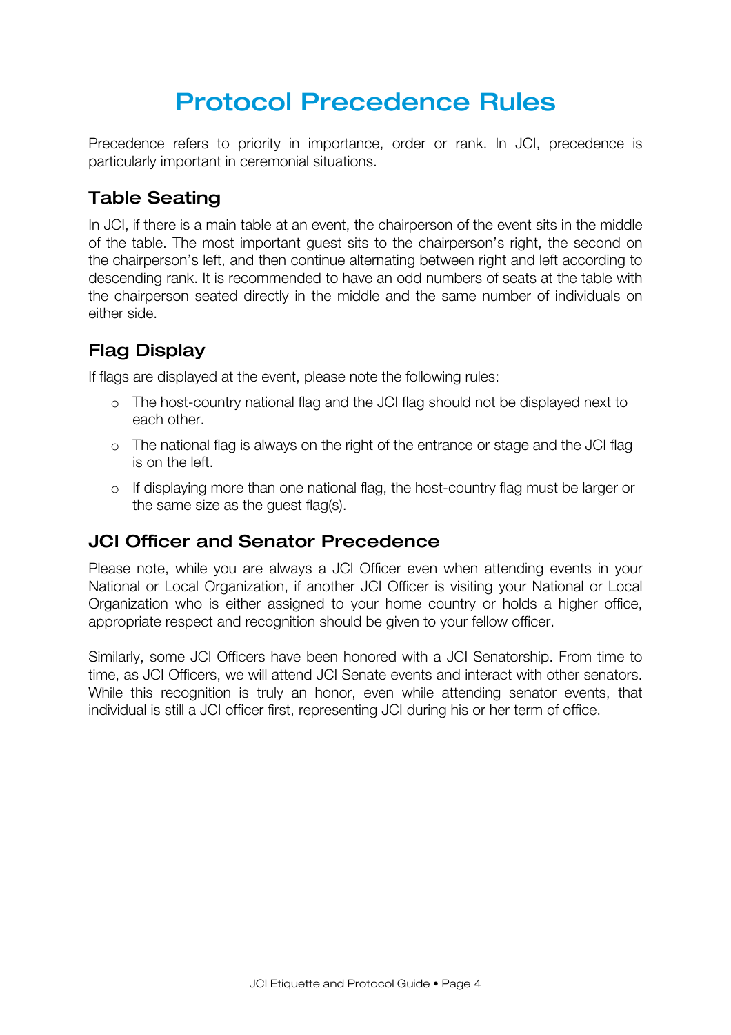# Protocol Precedence Rules

Precedence refers to priority in importance, order or rank. In JCI, precedence is particularly important in ceremonial situations.

## Table Seating

In JCI, if there is a main table at an event, the chairperson of the event sits in the middle of the table. The most important guest sits to the chairperson's right, the second on the chairperson's left, and then continue alternating between right and left according to descending rank. It is recommended to have an odd numbers of seats at the table with the chairperson seated directly in the middle and the same number of individuals on either side.

## Flag Display

If flags are displayed at the event, please note the following rules:

- The host-country national flag and the JCI flag should not be displayed next to each other.
- The national flag is always on the right of the entrance or stage and the JCI flag is on the left.
- If displaying more than one national flag, the host-country flag must be larger or the same size as the guest flag(s).

## JCI Officer and Senator Precedence

Please note, while you are always a JCI Officer even when attending events in your National or Local Organization, if another JCI Officer is visiting your National or Local Organization who is either assigned to your home country or holds a higher office, appropriate respect and recognition should be given to your fellow officer.

Similarly, some JCI Officers have been honored with a JCI Senatorship. From time to time, as JCI Officers, we will attend JCI Senate events and interact with other senators. While this recognition is truly an honor, even while attending senator events, that individual is still a JCI officer first, representing JCI during his or her term of office.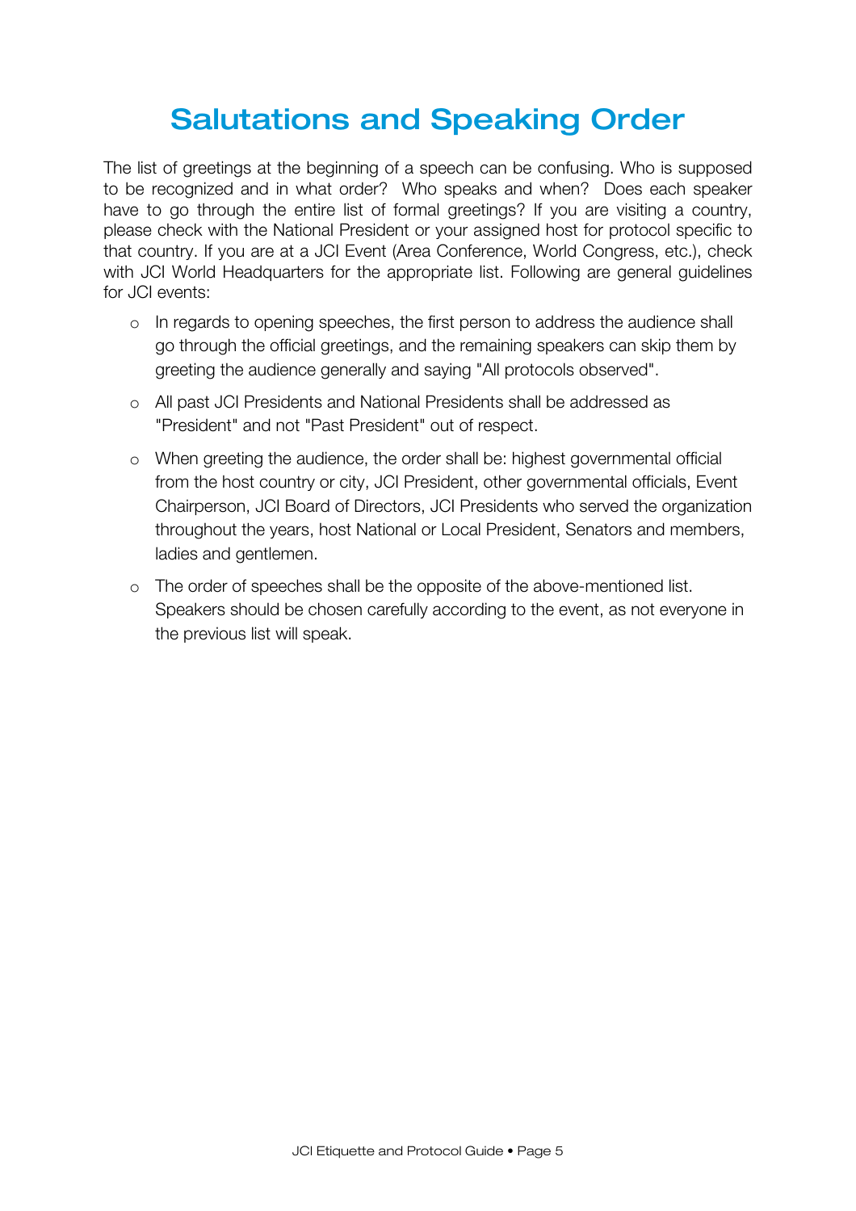# Salutations and Speaking Order

The list of greetings at the beginning of a speech can be confusing. Who is supposed to be recognized and in what order? Who speaks and when? Does each speaker have to go through the entire list of formal greetings? If you are visiting a country, please check with the National President or your assigned host for protocol specific to that country. If you are at a JCI Event (Area Conference, World Congress, etc.), check with JCI World Headquarters for the appropriate list. Following are general guidelines for JCI events:

- In regards to opening speeches, the first person to address the audience shall go through the official greetings, and the remaining speakers can skip them by greeting the audience generally and saying "All protocols observed".
- All past JCI Presidents and National Presidents shall be addressed as "President" and not "Past President" out of respect.
- When greeting the audience, the order shall be: highest governmental official from the host country or city, JCI President, other governmental officials, Event Chairperson, JCI Board of Directors, JCI Presidents who served the organization throughout the years, host National or Local President, Senators and members, ladies and gentlemen.
- The order of speeches shall be the opposite of the above-mentioned list. Speakers should be chosen carefully according to the event, as not everyone in the previous list will speak.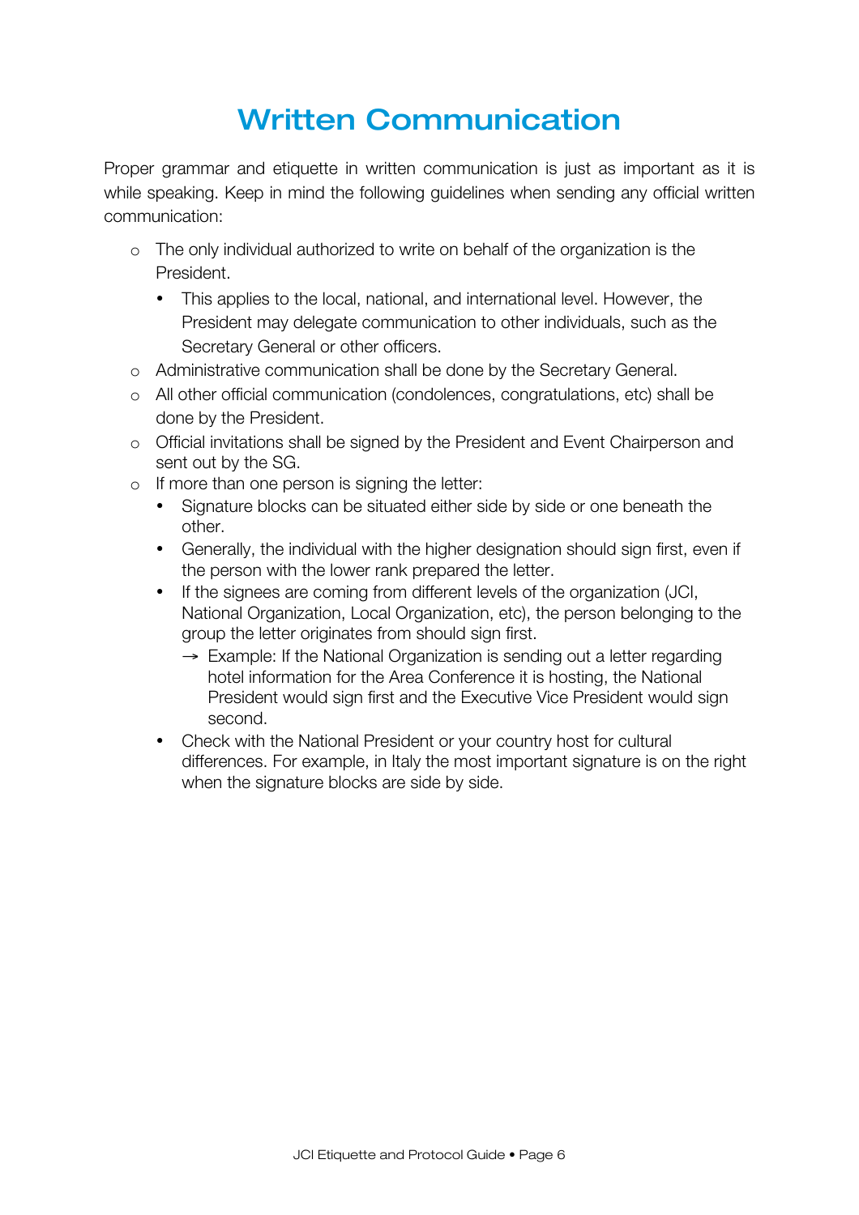# Written Communication

Proper grammar and etiquette in written communication is just as important as it is while speaking. Keep in mind the following guidelines when sending any official written communication:

- The only individual authorized to write on behalf of the organization is the President.
  - This applies to the local, national, and international level. However, the President may delegate communication to other individuals, such as the Secretary General or other officers.
- Administrative communication shall be done by the Secretary General.
- All other official communication (condolences, congratulations, etc) shall be done by the President.
- Official invitations shall be signed by the President and Event Chairperson and sent out by the SG.
- If more than one person is signing the letter:
  - Signature blocks can be situated either side by side or one beneath the other.
  - Generally, the individual with the higher designation should sign first, even if the person with the lower rank prepared the letter.
  - If the signees are coming from different levels of the organization (JCI, National Organization, Local Organization, etc), the person belonging to the group the letter originates from should sign first.
    - → Example: If the National Organization is sending out a letter regarding hotel information for the Area Conference it is hosting, the National President would sign first and the Executive Vice President would sign second.
  - Check with the National President or your country host for cultural differences. For example, in Italy the most important signature is on the right when the signature blocks are side by side.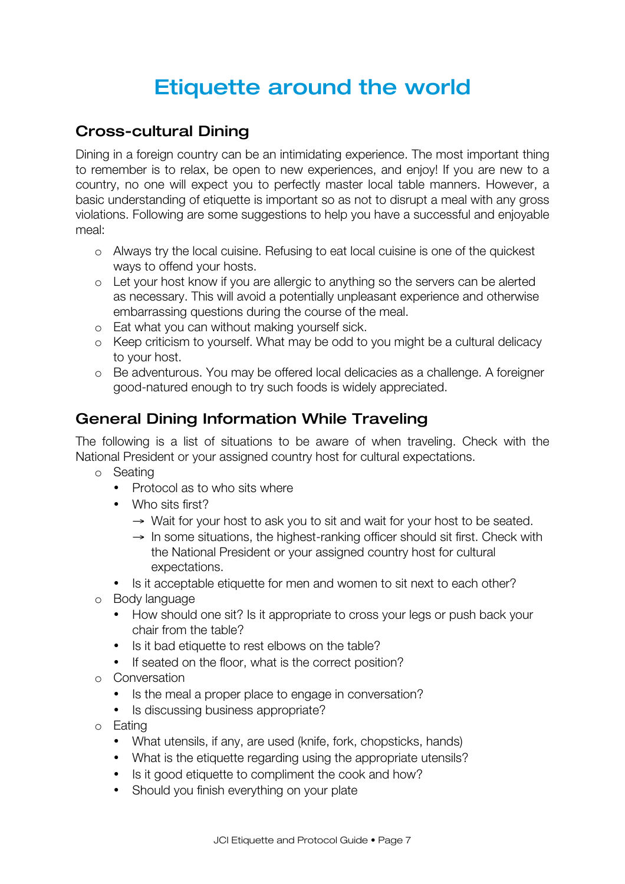# Etiquette around the world

## Cross-cultural Dining

Dining in a foreign country can be an intimidating experience. The most important thing to remember is to relax, be open to new experiences, and enjoy! If you are new to a country, no one will expect you to perfectly master local table manners. However, a basic understanding of etiquette is important so as not to disrupt a meal with any gross violations. Following are some suggestions to help you have a successful and enjoyable meal:

- Always try the local cuisine. Refusing to eat local cuisine is one of the quickest ways to offend your hosts.
- Let your host know if you are allergic to anything so the servers can be alerted as necessary. This will avoid a potentially unpleasant experience and otherwise embarrassing questions during the course of the meal.
- Eat what you can without making yourself sick.
- Keep criticism to yourself. What may be odd to you might be a cultural delicacy to your host.
- Be adventurous. You may be offered local delicacies as a challenge. A foreigner good-natured enough to try such foods is widely appreciated.

## General Dining Information While Traveling

The following is a list of situations to be aware of when traveling. Check with the National President or your assigned country host for cultural expectations.

- Seating
  - Protocol as to who sits where
  - Who sits first?
    - → Wait for your host to ask you to sit and wait for your host to be seated.
    - → In some situations, the highest-ranking officer should sit first. Check with the National President or your assigned country host for cultural expectations.
  - Is it acceptable etiquette for men and women to sit next to each other?
- Body language
  - How should one sit? Is it appropriate to cross your legs or push back your chair from the table?
  - Is it bad etiquette to rest elbows on the table?
  - If seated on the floor, what is the correct position?
- Conversation
  - Is the meal a proper place to engage in conversation?
  - Is discussing business appropriate?
- Eating
  - What utensils, if any, are used (knife, fork, chopsticks, hands)
  - What is the etiquette regarding using the appropriate utensils?
  - Is it good etiquette to compliment the cook and how?
  - Should you finish everything on your plate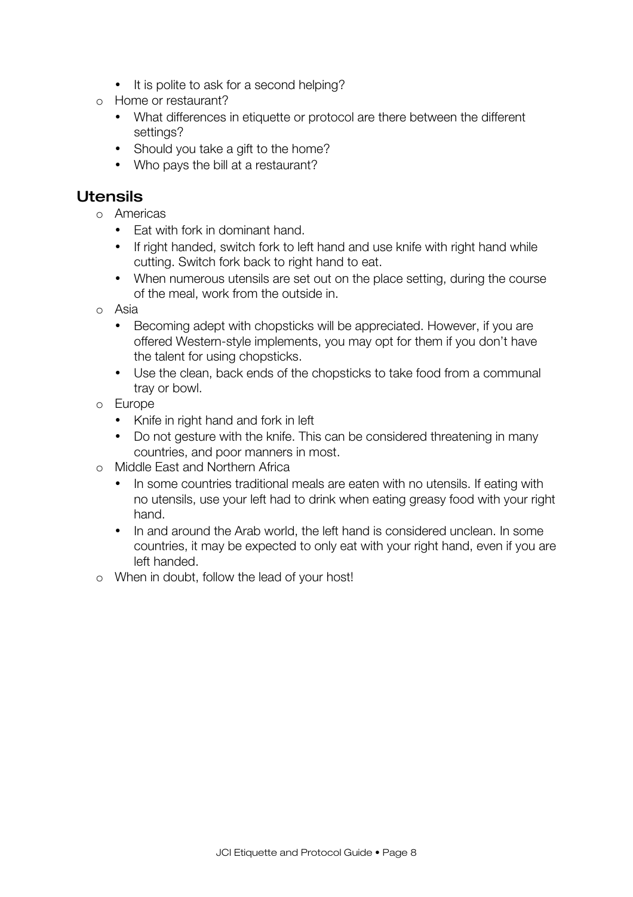- It is polite to ask for a second helping?
- Home or restaurant?
  - What differences in etiquette or protocol are there between the different settings?
  - Should you take a gift to the home?
  - Who pays the bill at a restaurant?

## Utensils

- Americas
  - Eat with fork in dominant hand.
  - If right handed, switch fork to left hand and use knife with right hand while cutting. Switch fork back to right hand to eat.
  - When numerous utensils are set out on the place setting, during the course of the meal, work from the outside in.
- Asia
  - Becoming adept with chopsticks will be appreciated. However, if you are offered Western-style implements, you may opt for them if you don't have the talent for using chopsticks.
  - Use the clean, back ends of the chopsticks to take food from a communal tray or bowl.
- Europe
  - Knife in right hand and fork in left
  - Do not gesture with the knife. This can be considered threatening in many countries, and poor manners in most.
- Middle East and Northern Africa
  - In some countries traditional meals are eaten with no utensils. If eating with no utensils, use your left had to drink when eating greasy food with your right hand.
  - In and around the Arab world, the left hand is considered unclean. In some countries, it may be expected to only eat with your right hand, even if you are left handed.
- When in doubt, follow the lead of your host!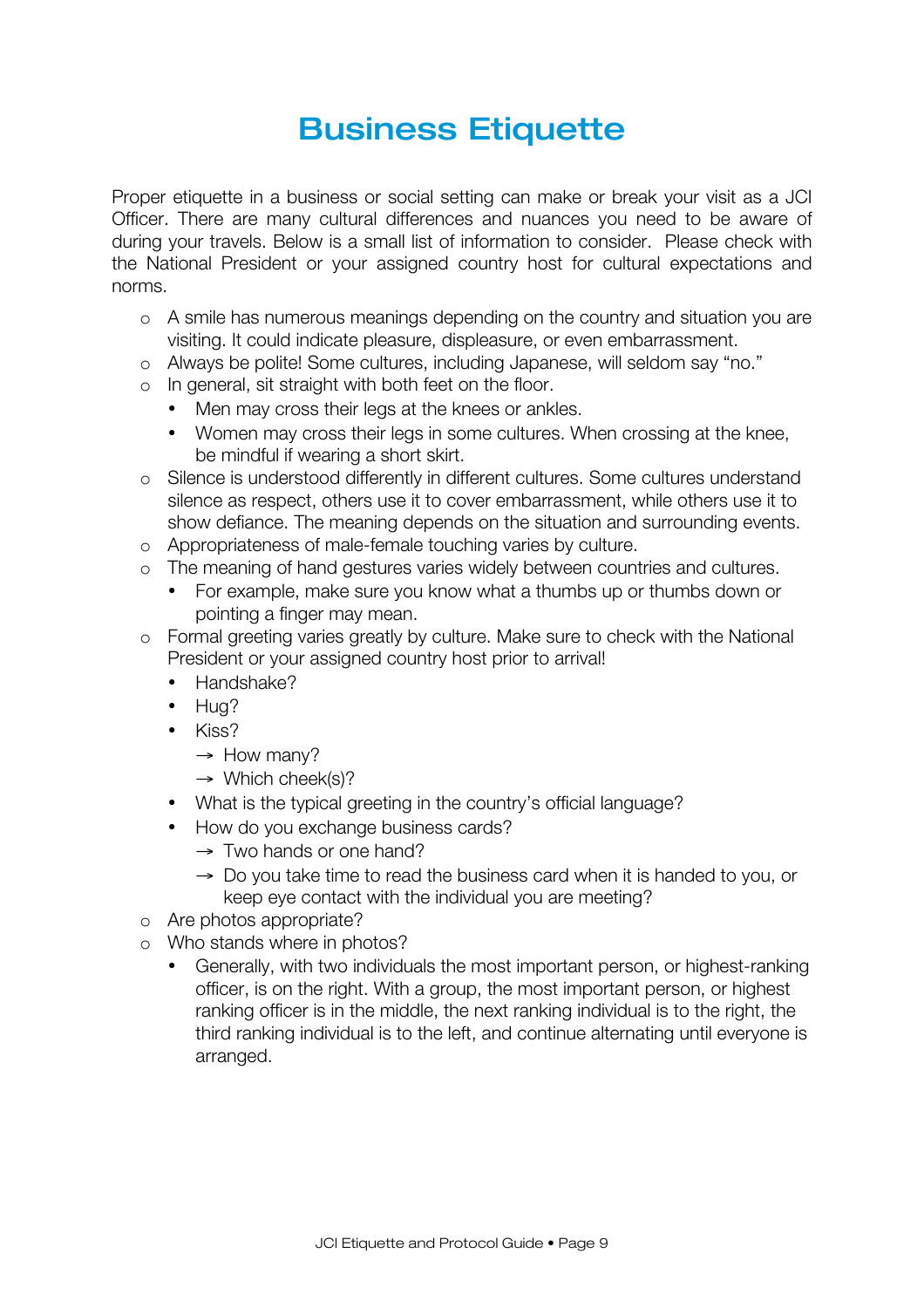# Business Etiquette

Proper etiquette in a business or social setting can make or break your visit as a JCI Officer. There are many cultural differences and nuances you need to be aware of during your travels. Below is a small list of information to consider. Please check with the National President or your assigned country host for cultural expectations and norms.

- A smile has numerous meanings depending on the country and situation you are visiting. It could indicate pleasure, displeasure, or even embarrassment.
- Always be polite! Some cultures, including Japanese, will seldom say "no."
- In general, sit straight with both feet on the floor.
  - Men may cross their legs at the knees or ankles.
  - Women may cross their legs in some cultures. When crossing at the knee, be mindful if wearing a short skirt.
- Silence is understood differently in different cultures. Some cultures understand silence as respect, others use it to cover embarrassment, while others use it to show defiance. The meaning depends on the situation and surrounding events.
- Appropriateness of male-female touching varies by culture.
- The meaning of hand gestures varies widely between countries and cultures.
  - For example, make sure you know what a thumbs up or thumbs down or pointing a finger may mean.
- Formal greeting varies greatly by culture. Make sure to check with the National President or your assigned country host prior to arrival!
  - Handshake?
  - Hug?
  - Kiss?
    - → How many?
    - → Which cheek(s)?
  - What is the typical greeting in the country's official language?
  - How do you exchange business cards?
    - → Two hands or one hand?
    - → Do you take time to read the business card when it is handed to you, or keep eye contact with the individual you are meeting?
- Are photos appropriate?
- Who stands where in photos?
  - Generally, with two individuals the most important person, or highest-ranking officer, is on the right. With a group, the most important person, or highest ranking officer is in the middle, the next ranking individual is to the right, the third ranking individual is to the left, and continue alternating until everyone is arranged.